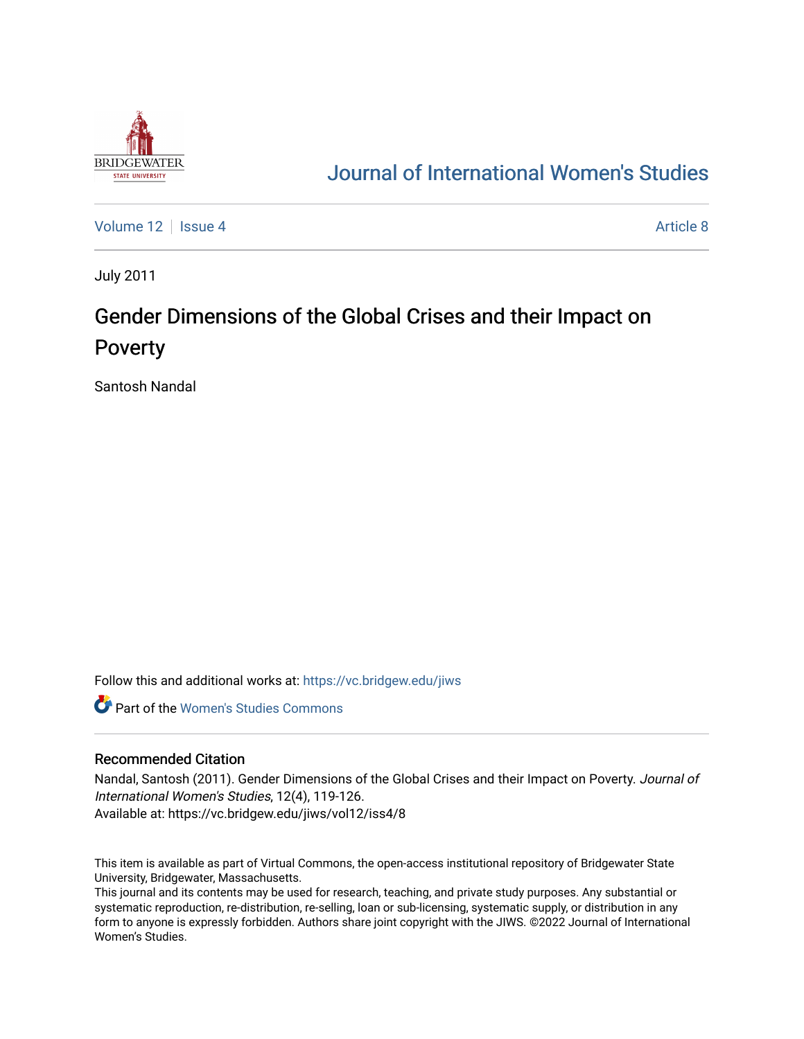# Journal of International Women's Studies

Volume 12 | Issue 4 | Article 8

July 2011

## Gender Dimensions of the Global Crises and their Impact on Poverty

Santosh Nandal

Follow this and additional works at: https://vc.bridgew.edu/jiws

Part of the Women's Studies Commons

### Recommended Citation

Nandal, Santosh (2011). Gender Dimensions of the Global Crises and their Impact on Poverty. *Journal of International Women's Studies*, 12(4), 119-126.
Available at: https://vc.bridgew.edu/jiws/vol12/iss4/8

This item is available as part of Virtual Commons, the open-access institutional repository of Bridgewater State University, Bridgewater, Massachusetts.
This journal and its contents may be used for research, teaching, and private study purposes. Any substantial or systematic reproduction, re-distribution, re-selling, loan or sub-licensing, systematic supply, or distribution in any form to anyone is expressly forbidden. Authors share joint copyright with the JIWS. ©2022 Journal of International Women's Studies.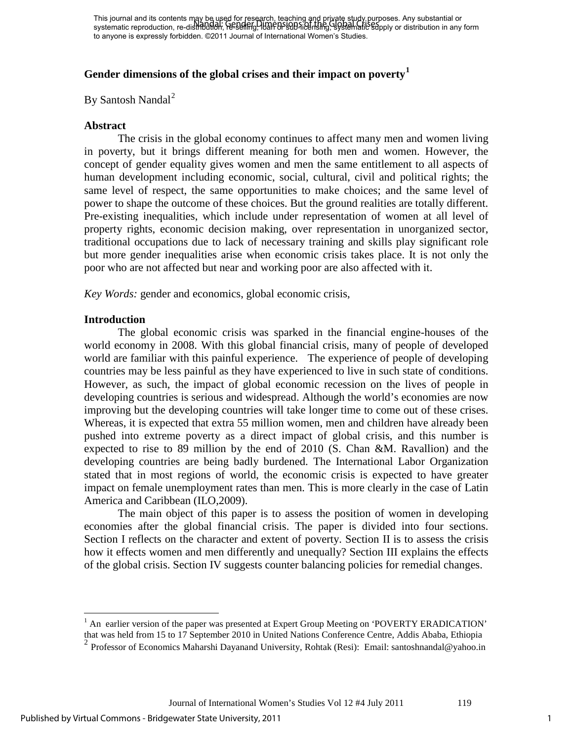# Gender dimensions of the global crises and their impact on poverty[1]

By Santosh Nandal[2]

## Abstract

The crisis in the global economy continues to affect many men and women living in poverty, but it brings different meaning for both men and women. However, the concept of gender equality gives women and men the same entitlement to all aspects of human development including economic, social, cultural, civil and political rights; the same level of respect, the same opportunities to make choices; and the same level of power to shape the outcome of these choices. But the ground realities are totally different. Pre-existing inequalities, which include under representation of women at all level of property rights, economic decision making, over representation in unorganized sector, traditional occupations due to lack of necessary training and skills play significant role but more gender inequalities arise when economic crisis takes place. It is not only the poor who are not affected but near and working poor are also affected with it.

*Key Words:* gender and economics, global economic crisis,

## Introduction

The global economic crisis was sparked in the financial engine-houses of the world economy in 2008. With this global financial crisis, many of people of developed world are familiar with this painful experience. The experience of people of developing countries may be less painful as they have experienced to live in such state of conditions. However, as such, the impact of global economic recession on the lives of people in developing countries is serious and widespread. Although the world's economies are now improving but the developing countries will take longer time to come out of these crises. Whereas, it is expected that extra 55 million women, men and children have already been pushed into extreme poverty as a direct impact of global crisis, and this number is expected to rise to 89 million by the end of 2010 (S. Chan &M. Ravallion) and the developing countries are being badly burdened. The International Labor Organization stated that in most regions of world, the economic crisis is expected to have greater impact on female unemployment rates than men. This is more clearly in the case of Latin America and Caribbean (ILO,2009).

The main object of this paper is to assess the position of women in developing economies after the global financial crisis. The paper is divided into four sections. Section I reflects on the character and extent of poverty. Section II is to assess the crisis how it effects women and men differently and unequally? Section III explains the effects of the global crisis. Section IV suggests counter balancing policies for remedial changes.

---

[1] An earlier version of the paper was presented at Expert Group Meeting on 'POVERTY ERADICATION' that was held from 15 to 17 September 2010 in United Nations Conference Centre, Addis Ababa, Ethiopia

[2] Professor of Economics Maharshi Dayanand University, Rohtak (Resi): Email: santoshnandal@yahoo.in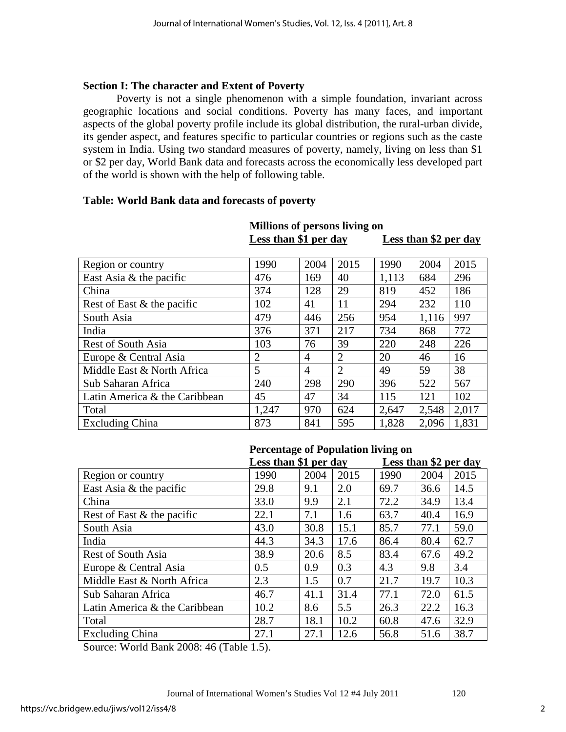**Section I: The character and Extent of Poverty**

Poverty is not a single phenomenon with a simple foundation, invariant across geographic locations and social conditions. Poverty has many faces, and important aspects of the global poverty profile include its global distribution, the rural-urban divide, its gender aspect, and features specific to particular countries or regions such as the caste system in India. Using two standard measures of poverty, namely, living on less than $1 or $2 per day, World Bank data and forecasts across the economically less developed part of the world is shown with the help of following table.

**Table: World Bank data and forecasts of poverty**

| | **Millions of persons living on** | | | | | |
|---|---|---|---|---|---|---|
| | **Less than $1 per day** | | | **Less than $2 per day** | | |
| Region or country | 1990 | 2004 | 2015 | 1990 | 2004 | 2015 |
| East Asia & the pacific | 476 | 169 | 40 | 1,113 | 684 | 296 |
| China | 374 | 128 | 29 | 819 | 452 | 186 |
| Rest of East & the pacific | 102 | 41 | 11 | 294 | 232 | 110 |
| South Asia | 479 | 446 | 256 | 954 | 1,116 | 997 |
| India | 376 | 371 | 217 | 734 | 868 | 772 |
| Rest of South Asia | 103 | 76 | 39 | 220 | 248 | 226 |
| Europe & Central Asia | 2 | 4 | 2 | 20 | 46 | 16 |
| Middle East & North Africa | 5 | 4 | 2 | 49 | 59 | 38 |
| Sub Saharan Africa | 240 | 298 | 290 | 396 | 522 | 567 |
| Latin America & the Caribbean | 45 | 47 | 34 | 115 | 121 | 102 |
| Total | 1,247 | 970 | 624 | 2,647 | 2,548 | 2,017 |
| Excluding China | 873 | 841 | 595 | 1,828 | 2,096 | 1,831 |

| | **Percentage of Population living on** | | | | | |
|---|---|---|---|---|---|---|
| | **Less than $1 per day** | | | **Less than $2 per day** | | |
| Region or country | 1990 | 2004 | 2015 | 1990 | 2004 | 2015 |
| East Asia & the pacific | 29.8 | 9.1 | 2.0 | 69.7 | 36.6 | 14.5 |
| China | 33.0 | 9.9 | 2.1 | 72.2 | 34.9 | 13.4 |
| Rest of East & the pacific | 22.1 | 7.1 | 1.6 | 63.7 | 40.4 | 16.9 |
| South Asia | 43.0 | 30.8 | 15.1 | 85.7 | 77.1 | 59.0 |
| India | 44.3 | 34.3 | 17.6 | 86.4 | 80.4 | 62.7 |
| Rest of South Asia | 38.9 | 20.6 | 8.5 | 83.4 | 67.6 | 49.2 |
| Europe & Central Asia | 0.5 | 0.9 | 0.3 | 4.3 | 9.8 | 3.4 |
| Middle East & North Africa | 2.3 | 1.5 | 0.7 | 21.7 | 19.7 | 10.3 |
| Sub Saharan Africa | 46.7 | 41.1 | 31.4 | 77.1 | 72.0 | 61.5 |
| Latin America & the Caribbean | 10.2 | 8.6 | 5.5 | 26.3 | 22.2 | 16.3 |
| Total | 28.7 | 18.1 | 10.2 | 60.8 | 47.6 | 32.9 |
| Excluding China | 27.1 | 27.1 | 12.6 | 56.8 | 51.6 | 38.7 |

Source: World Bank 2008: 46 (Table 1.5).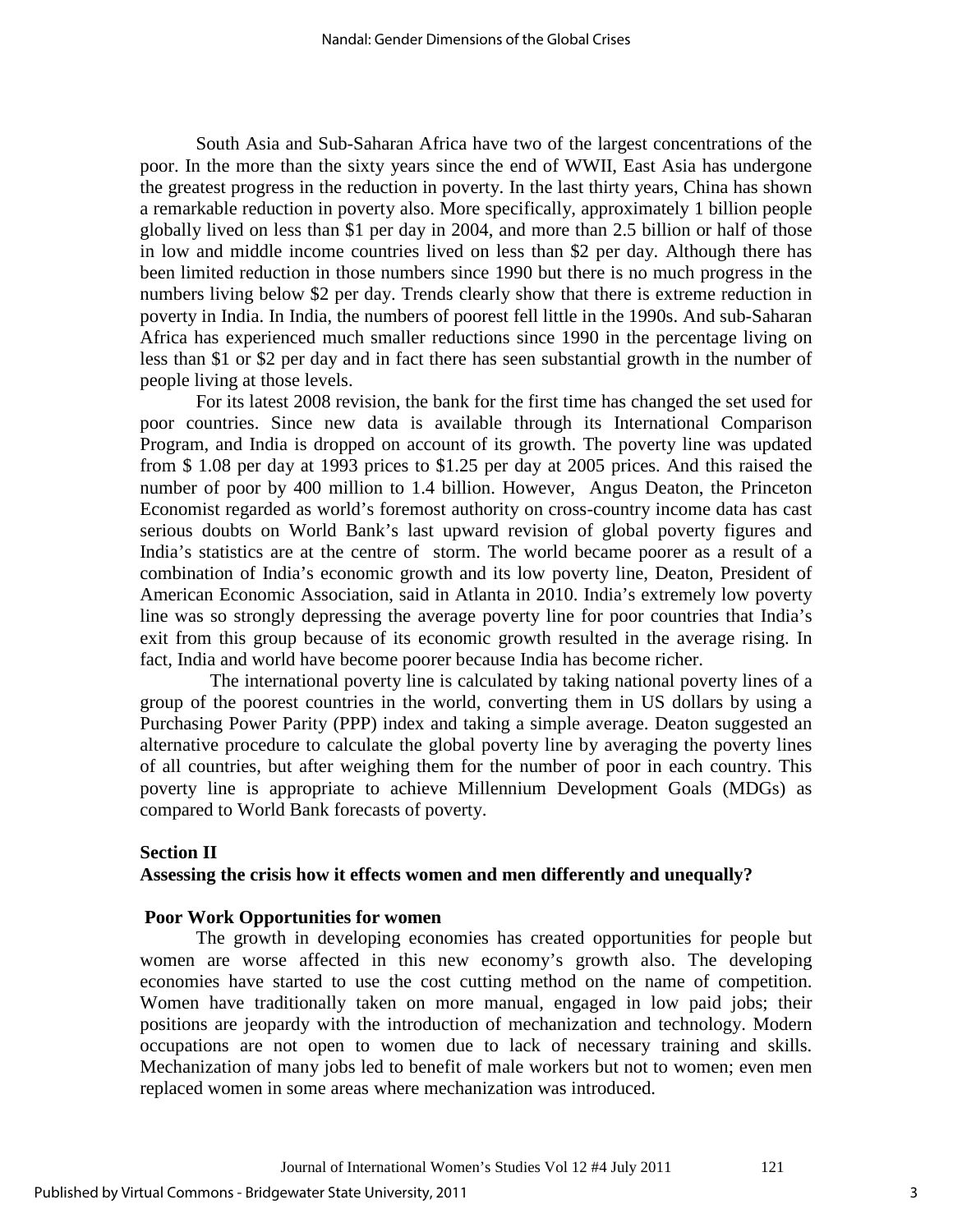South Asia and Sub-Saharan Africa have two of the largest concentrations of the poor. In the more than the sixty years since the end of WWII, East Asia has undergone the greatest progress in the reduction in poverty. In the last thirty years, China has shown a remarkable reduction in poverty also. More specifically, approximately 1 billion people globally lived on less than $1 per day in 2004, and more than 2.5 billion or half of those in low and middle income countries lived on less than $2 per day. Although there has been limited reduction in those numbers since 1990 but there is no much progress in the numbers living below $2 per day. Trends clearly show that there is extreme reduction in poverty in India. In India, the numbers of poorest fell little in the 1990s. And sub-Saharan Africa has experienced much smaller reductions since 1990 in the percentage living on less than $1 or $2 per day and in fact there has seen substantial growth in the number of people living at those levels.

For its latest 2008 revision, the bank for the first time has changed the set used for poor countries. Since new data is available through its International Comparison Program, and India is dropped on account of its growth. The poverty line was updated from $ 1.08 per day at 1993 prices to $1.25 per day at 2005 prices. And this raised the number of poor by 400 million to 1.4 billion. However, Angus Deaton, the Princeton Economist regarded as world's foremost authority on cross-country income data has cast serious doubts on World Bank's last upward revision of global poverty figures and India's statistics are at the centre of storm. The world became poorer as a result of a combination of India's economic growth and its low poverty line, Deaton, President of American Economic Association, said in Atlanta in 2010. India's extremely low poverty line was so strongly depressing the average poverty line for poor countries that India's exit from this group because of its economic growth resulted in the average rising. In fact, India and world have become poorer because India has become richer.

The international poverty line is calculated by taking national poverty lines of a group of the poorest countries in the world, converting them in US dollars by using a Purchasing Power Parity (PPP) index and taking a simple average. Deaton suggested an alternative procedure to calculate the global poverty line by averaging the poverty lines of all countries, but after weighing them for the number of poor in each country. This poverty line is appropriate to achieve Millennium Development Goals (MDGs) as compared to World Bank forecasts of poverty.

## Section II

## Assessing the crisis how it effects women and men differently and unequally?

### Poor Work Opportunities for women

The growth in developing economies has created opportunities for people but women are worse affected in this new economy's growth also. The developing economies have started to use the cost cutting method on the name of competition. Women have traditionally taken on more manual, engaged in low paid jobs; their positions are jeopardy with the introduction of mechanization and technology. Modern occupations are not open to women due to lack of necessary training and skills. Mechanization of many jobs led to benefit of male workers but not to women; even men replaced women in some areas where mechanization was introduced.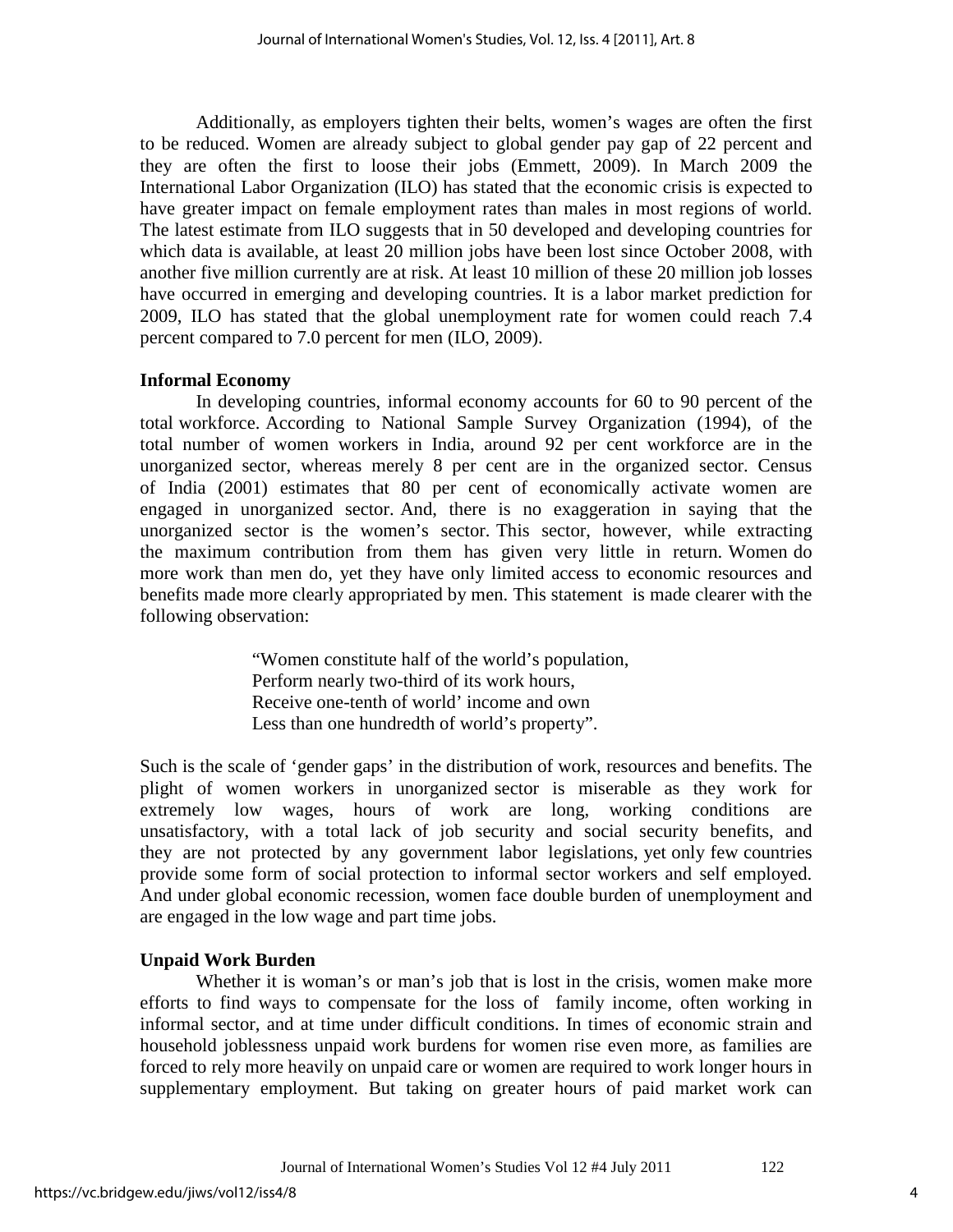Additionally, as employers tighten their belts, women's wages are often the first to be reduced. Women are already subject to global gender pay gap of 22 percent and they are often the first to loose their jobs (Emmett, 2009). In March 2009 the International Labor Organization (ILO) has stated that the economic crisis is expected to have greater impact on female employment rates than males in most regions of world. The latest estimate from ILO suggests that in 50 developed and developing countries for which data is available, at least 20 million jobs have been lost since October 2008, with another five million currently are at risk. At least 10 million of these 20 million job losses have occurred in emerging and developing countries. It is a labor market prediction for 2009, ILO has stated that the global unemployment rate for women could reach 7.4 percent compared to 7.0 percent for men (ILO, 2009).

**Informal Economy**

In developing countries, informal economy accounts for 60 to 90 percent of the total workforce. According to National Sample Survey Organization (1994), of the total number of women workers in India, around 92 per cent workforce are in the unorganized sector, whereas merely 8 per cent are in the organized sector. Census of India (2001) estimates that 80 per cent of economically activate women are engaged in unorganized sector. And, there is no exaggeration in saying that the unorganized sector is the women's sector. This sector, however, while extracting the maximum contribution from them has given very little in return. Women do more work than men do, yet they have only limited access to economic resources and benefits made more clearly appropriated by men. This statement is made clearer with the following observation:

> "Women constitute half of the world's population,
> Perform nearly two-third of its work hours,
> Receive one-tenth of world' income and own
> Less than one hundredth of world's property".

Such is the scale of 'gender gaps' in the distribution of work, resources and benefits. The plight of women workers in unorganized sector is miserable as they work for extremely low wages, hours of work are long, working conditions are unsatisfactory, with a total lack of job security and social security benefits, and they are not protected by any government labor legislations, yet only few countries provide some form of social protection to informal sector workers and self employed. And under global economic recession, women face double burden of unemployment and are engaged in the low wage and part time jobs.

**Unpaid Work Burden**

Whether it is woman's or man's job that is lost in the crisis, women make more efforts to find ways to compensate for the loss of family income, often working in informal sector, and at time under difficult conditions. In times of economic strain and household joblessness unpaid work burdens for women rise even more, as families are forced to rely more heavily on unpaid care or women are required to work longer hours in supplementary employment. But taking on greater hours of paid market work can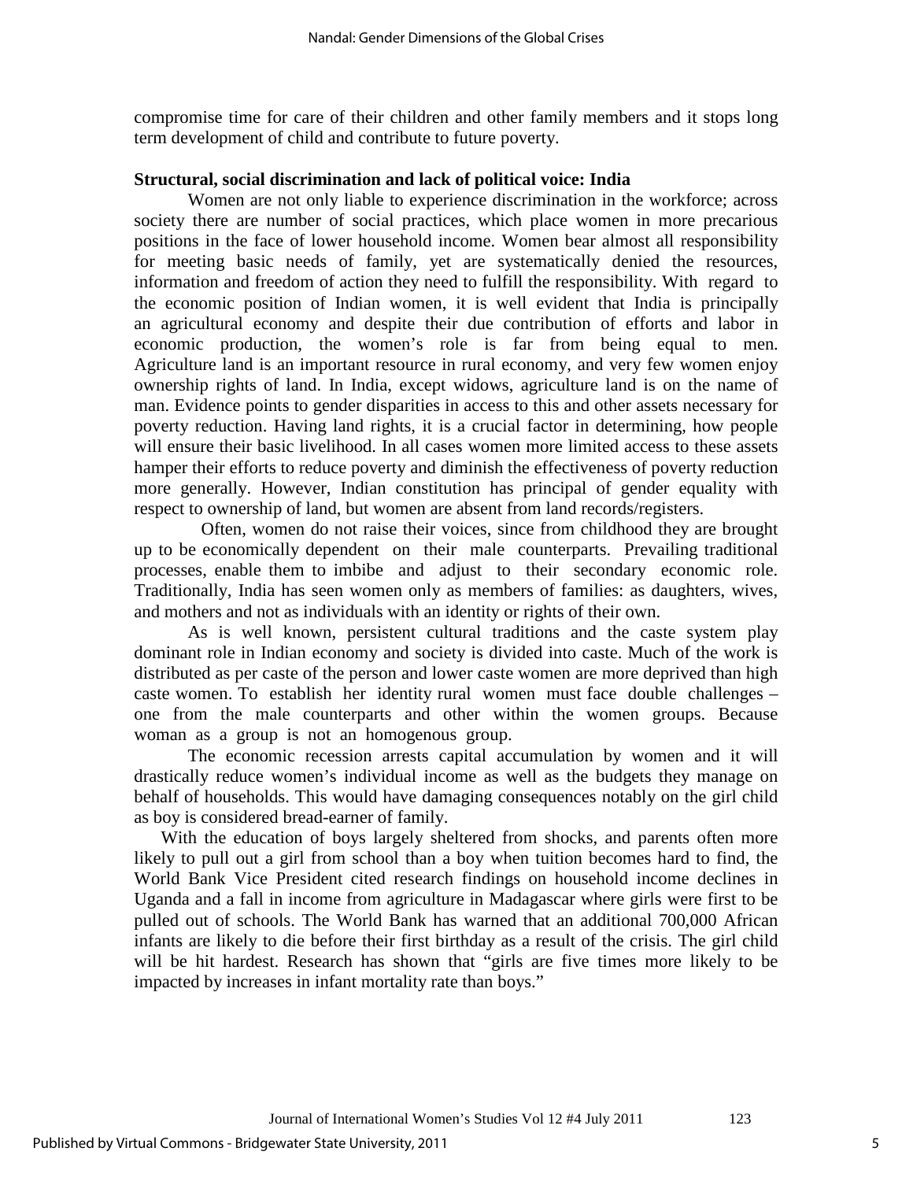compromise time for care of their children and other family members and it stops long term development of child and contribute to future poverty.

**Structural, social discrimination and lack of political voice: India**

Women are not only liable to experience discrimination in the workforce; across society there are number of social practices, which place women in more precarious positions in the face of lower household income. Women bear almost all responsibility for meeting basic needs of family, yet are systematically denied the resources, information and freedom of action they need to fulfill the responsibility. With regard to the economic position of Indian women, it is well evident that India is principally an agricultural economy and despite their due contribution of efforts and labor in economic production, the women's role is far from being equal to men. Agriculture land is an important resource in rural economy, and very few women enjoy ownership rights of land. In India, except widows, agriculture land is on the name of man. Evidence points to gender disparities in access to this and other assets necessary for poverty reduction. Having land rights, it is a crucial factor in determining, how people will ensure their basic livelihood. In all cases women more limited access to these assets hamper their efforts to reduce poverty and diminish the effectiveness of poverty reduction more generally. However, Indian constitution has principal of gender equality with respect to ownership of land, but women are absent from land records/registers.

Often, women do not raise their voices, since from childhood they are brought up to be economically dependent on their male counterparts. Prevailing traditional processes, enable them to imbibe and adjust to their secondary economic role. Traditionally, India has seen women only as members of families: as daughters, wives, and mothers and not as individuals with an identity or rights of their own.

As is well known, persistent cultural traditions and the caste system play dominant role in Indian economy and society is divided into caste. Much of the work is distributed as per caste of the person and lower caste women are more deprived than high caste women. To establish her identity rural women must face double challenges – one from the male counterparts and other within the women groups. Because woman as a group is not an homogenous group.

The economic recession arrests capital accumulation by women and it will drastically reduce women's individual income as well as the budgets they manage on behalf of households. This would have damaging consequences notably on the girl child as boy is considered bread-earner of family.

With the education of boys largely sheltered from shocks, and parents often more likely to pull out a girl from school than a boy when tuition becomes hard to find, the World Bank Vice President cited research findings on household income declines in Uganda and a fall in income from agriculture in Madagascar where girls were first to be pulled out of schools. The World Bank has warned that an additional 700,000 African infants are likely to die before their first birthday as a result of the crisis. The girl child will be hit hardest. Research has shown that "girls are five times more likely to be impacted by increases in infant mortality rate than boys."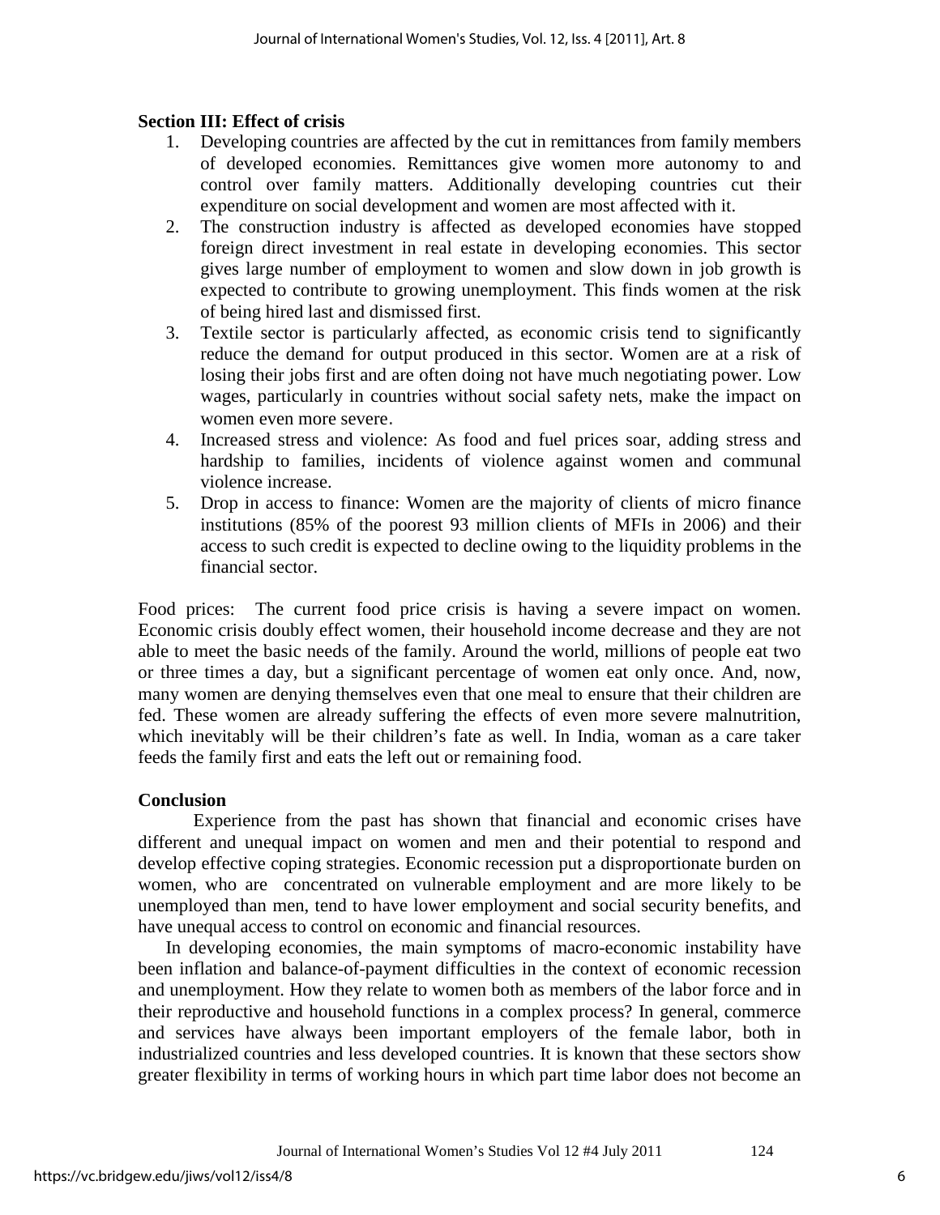**Section III: Effect of crisis**

1. Developing countries are affected by the cut in remittances from family members of developed economies. Remittances give women more autonomy to and control over family matters. Additionally developing countries cut their expenditure on social development and women are most affected with it.
2. The construction industry is affected as developed economies have stopped foreign direct investment in real estate in developing economies. This sector gives large number of employment to women and slow down in job growth is expected to contribute to growing unemployment. This finds women at the risk of being hired last and dismissed first.
3. Textile sector is particularly affected, as economic crisis tend to significantly reduce the demand for output produced in this sector. Women are at a risk of losing their jobs first and are often doing not have much negotiating power. Low wages, particularly in countries without social safety nets, make the impact on women even more severe.
4. Increased stress and violence: As food and fuel prices soar, adding stress and hardship to families, incidents of violence against women and communal violence increase.
5. Drop in access to finance: Women are the majority of clients of micro finance institutions (85% of the poorest 93 million clients of MFIs in 2006) and their access to such credit is expected to decline owing to the liquidity problems in the financial sector.

Food prices: The current food price crisis is having a severe impact on women. Economic crisis doubly effect women, their household income decrease and they are not able to meet the basic needs of the family. Around the world, millions of people eat two or three times a day, but a significant percentage of women eat only once. And, now, many women are denying themselves even that one meal to ensure that their children are fed. These women are already suffering the effects of even more severe malnutrition, which inevitably will be their children's fate as well. In India, woman as a care taker feeds the family first and eats the left out or remaining food.

**Conclusion**

Experience from the past has shown that financial and economic crises have different and unequal impact on women and men and their potential to respond and develop effective coping strategies. Economic recession put a disproportionate burden on women, who are concentrated on vulnerable employment and are more likely to be unemployed than men, tend to have lower employment and social security benefits, and have unequal access to control on economic and financial resources.

In developing economies, the main symptoms of macro-economic instability have been inflation and balance-of-payment difficulties in the context of economic recession and unemployment. How they relate to women both as members of the labor force and in their reproductive and household functions in a complex process? In general, commerce and services have always been important employers of the female labor, both in industrialized countries and less developed countries. It is known that these sectors show greater flexibility in terms of working hours in which part time labor does not become an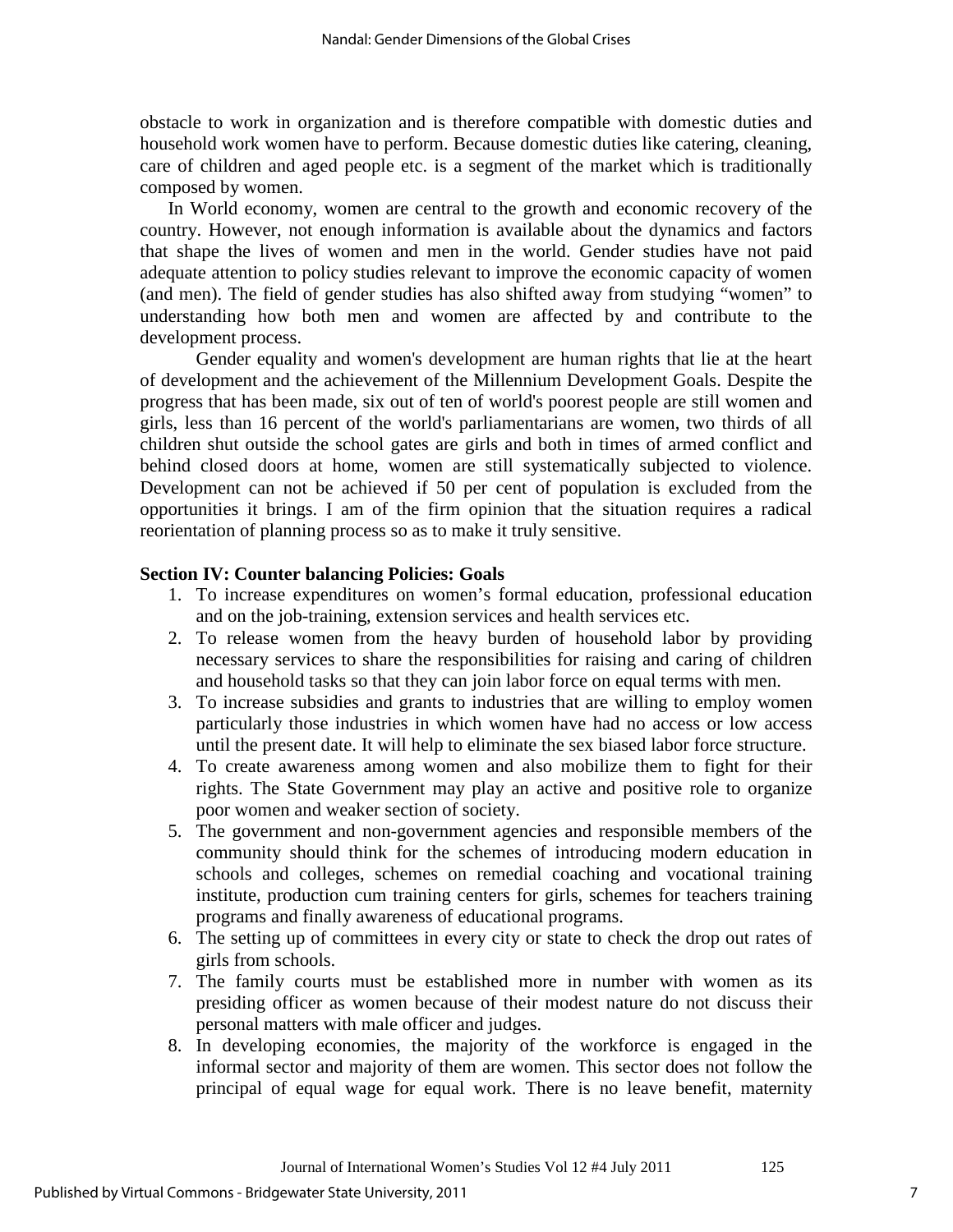obstacle to work in organization and is therefore compatible with domestic duties and household work women have to perform. Because domestic duties like catering, cleaning, care of children and aged people etc. is a segment of the market which is traditionally composed by women.

In World economy, women are central to the growth and economic recovery of the country. However, not enough information is available about the dynamics and factors that shape the lives of women and men in the world. Gender studies have not paid adequate attention to policy studies relevant to improve the economic capacity of women (and men). The field of gender studies has also shifted away from studying "women" to understanding how both men and women are affected by and contribute to the development process.

Gender equality and women's development are human rights that lie at the heart of development and the achievement of the Millennium Development Goals. Despite the progress that has been made, six out of ten of world's poorest people are still women and girls, less than 16 percent of the world's parliamentarians are women, two thirds of all children shut outside the school gates are girls and both in times of armed conflict and behind closed doors at home, women are still systematically subjected to violence. Development can not be achieved if 50 per cent of population is excluded from the opportunities it brings. I am of the firm opinion that the situation requires a radical reorientation of planning process so as to make it truly sensitive.

### Section IV: Counter balancing Policies: Goals

1. To increase expenditures on women's formal education, professional education and on the job-training, extension services and health services etc.
2. To release women from the heavy burden of household labor by providing necessary services to share the responsibilities for raising and caring of children and household tasks so that they can join labor force on equal terms with men.
3. To increase subsidies and grants to industries that are willing to employ women particularly those industries in which women have had no access or low access until the present date. It will help to eliminate the sex biased labor force structure.
4. To create awareness among women and also mobilize them to fight for their rights. The State Government may play an active and positive role to organize poor women and weaker section of society.
5. The government and non-government agencies and responsible members of the community should think for the schemes of introducing modern education in schools and colleges, schemes on remedial coaching and vocational training institute, production cum training centers for girls, schemes for teachers training programs and finally awareness of educational programs.
6. The setting up of committees in every city or state to check the drop out rates of girls from schools.
7. The family courts must be established more in number with women as its presiding officer as women because of their modest nature do not discuss their personal matters with male officer and judges.
8. In developing economies, the majority of the workforce is engaged in the informal sector and majority of them are women. This sector does not follow the principal of equal wage for equal work. There is no leave benefit, maternity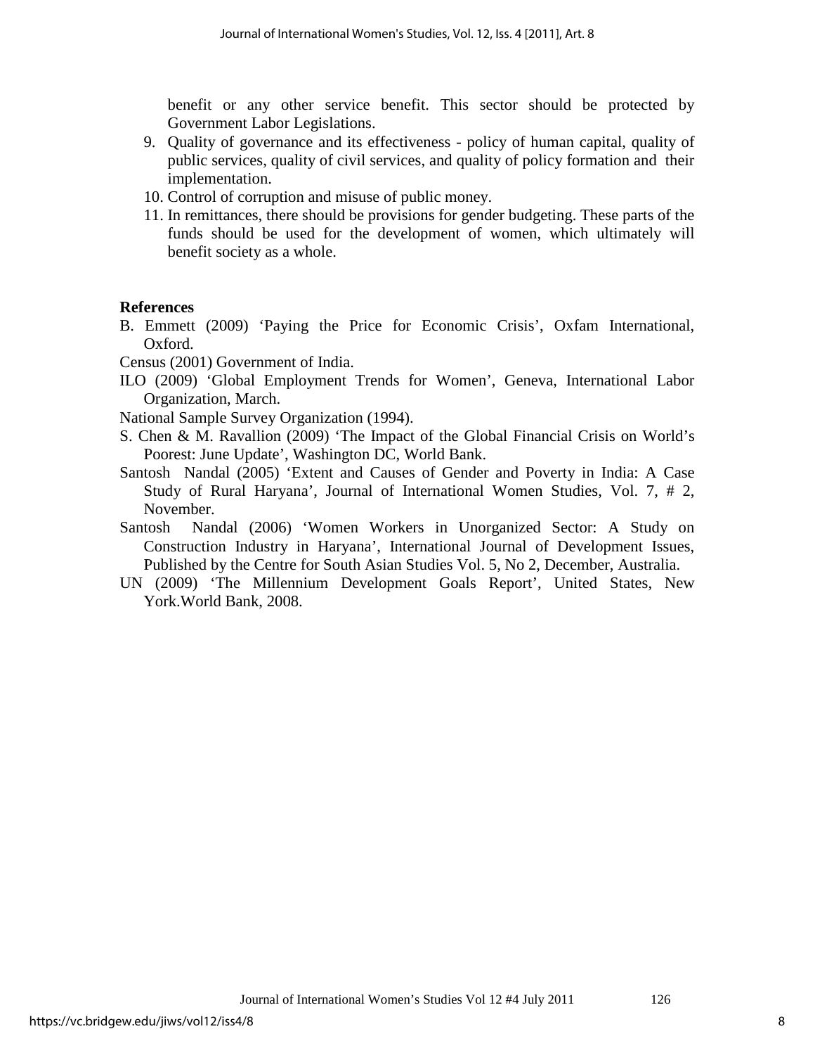benefit or any other service benefit. This sector should be protected by Government Labor Legislations.

9. Quality of governance and its effectiveness - policy of human capital, quality of public services, quality of civil services, and quality of policy formation and their implementation.
10. Control of corruption and misuse of public money.
11. In remittances, there should be provisions for gender budgeting. These parts of the funds should be used for the development of women, which ultimately will benefit society as a whole.

**References**

B. Emmett (2009) 'Paying the Price for Economic Crisis', Oxfam International, Oxford.

Census (2001) Government of India.

ILO (2009) 'Global Employment Trends for Women', Geneva, International Labor Organization, March.

National Sample Survey Organization (1994).

S. Chen & M. Ravallion (2009) 'The Impact of the Global Financial Crisis on World's Poorest: June Update', Washington DC, World Bank.

Santosh Nandal (2005) 'Extent and Causes of Gender and Poverty in India: A Case Study of Rural Haryana', Journal of International Women Studies, Vol. 7, # 2, November.

Santosh Nandal (2006) 'Women Workers in Unorganized Sector: A Study on Construction Industry in Haryana', International Journal of Development Issues, Published by the Centre for South Asian Studies Vol. 5, No 2, December, Australia.

UN (2009) 'The Millennium Development Goals Report', United States, New York.World Bank, 2008.